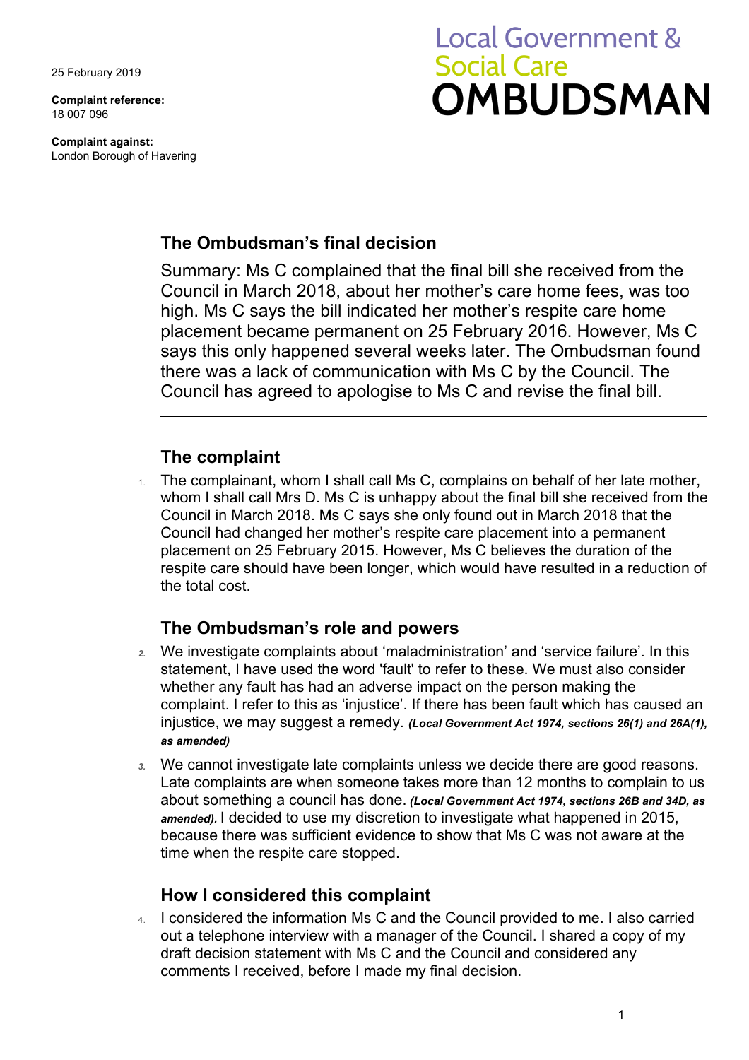25 February 2019

**Complaint reference:**
18 007 096

**Complaint against:**
London Borough of Havering

Local Government & Social Care **OMBUDSMAN**

## The Ombudsman's final decision

Summary: Ms C complained that the final bill she received from the Council in March 2018, about her mother's care home fees, was too high. Ms C says the bill indicated her mother's respite care home placement became permanent on 25 February 2016. However, Ms C says this only happened several weeks later. The Ombudsman found there was a lack of communication with Ms C by the Council. The Council has agreed to apologise to Ms C and revise the final bill.

---

## The complaint

1. The complainant, whom I shall call Ms C, complains on behalf of her late mother, whom I shall call Mrs D. Ms C is unhappy about the final bill she received from the Council in March 2018. Ms C says she only found out in March 2018 that the Council had changed her mother's respite care placement into a permanent placement on 25 February 2015. However, Ms C believes the duration of the respite care should have been longer, which would have resulted in a reduction of the total cost.

## The Ombudsman's role and powers

2. We investigate complaints about 'maladministration' and 'service failure'. In this statement, I have used the word 'fault' to refer to these. We must also consider whether any fault has had an adverse impact on the person making the complaint. I refer to this as 'injustice'. If there has been fault which has caused an injustice, we may suggest a remedy. ***(Local Government Act 1974, sections 26(1) and 26A(1), as amended)***

3. We cannot investigate late complaints unless we decide there are good reasons. Late complaints are when someone takes more than 12 months to complain to us about something a council has done. ***(Local Government Act 1974, sections 26B and 34D, as amended).*** I decided to use my discretion to investigate what happened in 2015, because there was sufficient evidence to show that Ms C was not aware at the time when the respite care stopped.

## How I considered this complaint

4. I considered the information Ms C and the Council provided to me. I also carried out a telephone interview with a manager of the Council. I shared a copy of my draft decision statement with Ms C and the Council and considered any comments I received, before I made my final decision.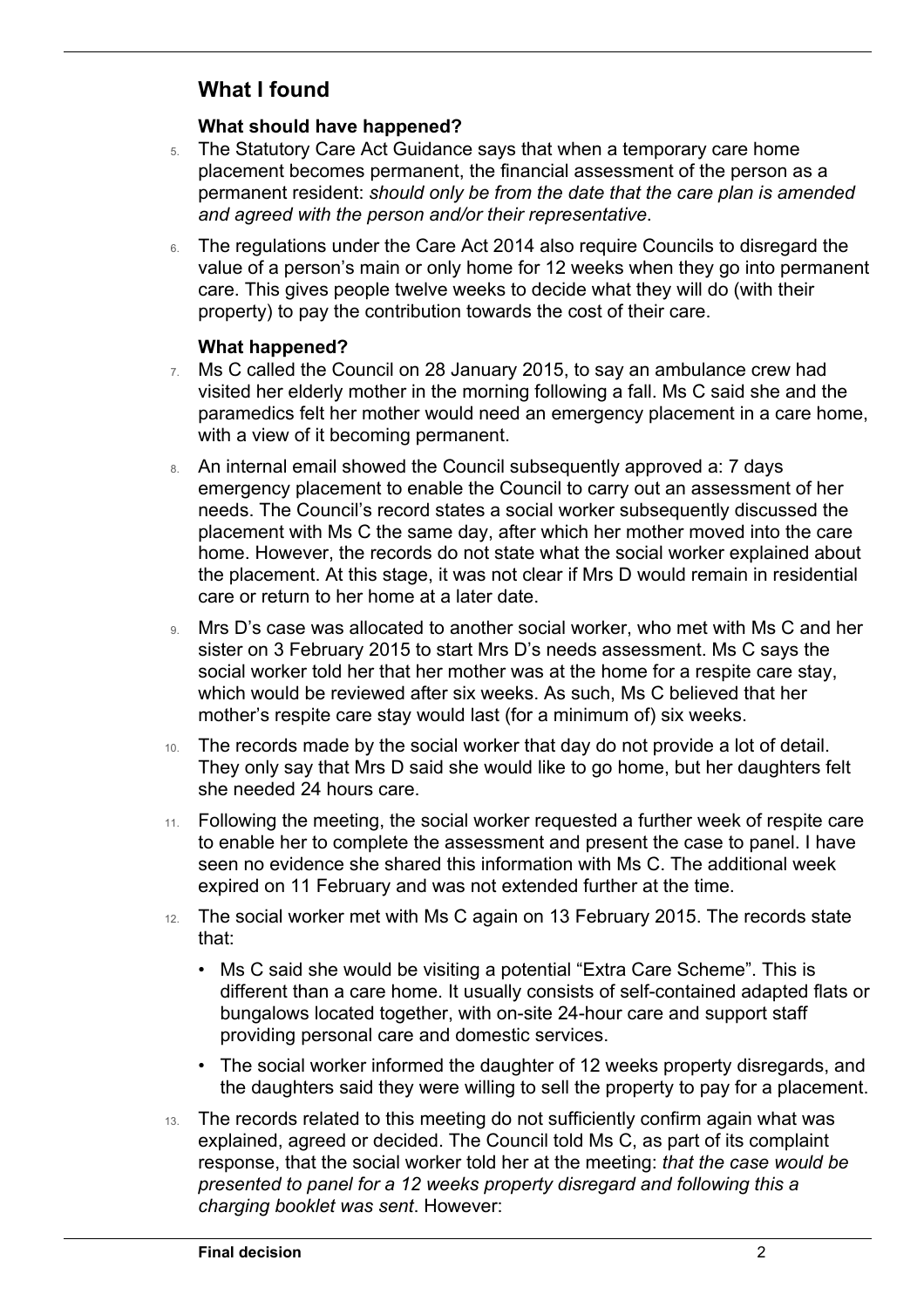## What I found

### What should have happened?

5. The Statutory Care Act Guidance says that when a temporary care home placement becomes permanent, the financial assessment of the person as a permanent resident: *should only be from the date that the care plan is amended and agreed with the person and/or their representative*.

6. The regulations under the Care Act 2014 also require Councils to disregard the value of a person's main or only home for 12 weeks when they go into permanent care. This gives people twelve weeks to decide what they will do (with their property) to pay the contribution towards the cost of their care.

### What happened?

7. Ms C called the Council on 28 January 2015, to say an ambulance crew had visited her elderly mother in the morning following a fall. Ms C said she and the paramedics felt her mother would need an emergency placement in a care home, with a view of it becoming permanent.

8. An internal email showed the Council subsequently approved a: 7 days emergency placement to enable the Council to carry out an assessment of her needs. The Council's record states a social worker subsequently discussed the placement with Ms C the same day, after which her mother moved into the care home. However, the records do not state what the social worker explained about the placement. At this stage, it was not clear if Mrs D would remain in residential care or return to her home at a later date.

9. Mrs D's case was allocated to another social worker, who met with Ms C and her sister on 3 February 2015 to start Mrs D's needs assessment. Ms C says the social worker told her that her mother was at the home for a respite care stay, which would be reviewed after six weeks. As such, Ms C believed that her mother's respite care stay would last (for a minimum of) six weeks.

10. The records made by the social worker that day do not provide a lot of detail. They only say that Mrs D said she would like to go home, but her daughters felt she needed 24 hours care.

11. Following the meeting, the social worker requested a further week of respite care to enable her to complete the assessment and present the case to panel. I have seen no evidence she shared this information with Ms C. The additional week expired on 11 February and was not extended further at the time.

12. The social worker met with Ms C again on 13 February 2015. The records state that:

    - Ms C said she would be visiting a potential "Extra Care Scheme". This is different than a care home. It usually consists of self-contained adapted flats or bungalows located together, with on-site 24-hour care and support staff providing personal care and domestic services.
    - The social worker informed the daughter of 12 weeks property disregards, and the daughters said they were willing to sell the property to pay for a placement.

13. The records related to this meeting do not sufficiently confirm again what was explained, agreed or decided. The Council told Ms C, as part of its complaint response, that the social worker told her at the meeting: *that the case would be presented to panel for a 12 weeks property disregard and following this a charging booklet was sent*. However: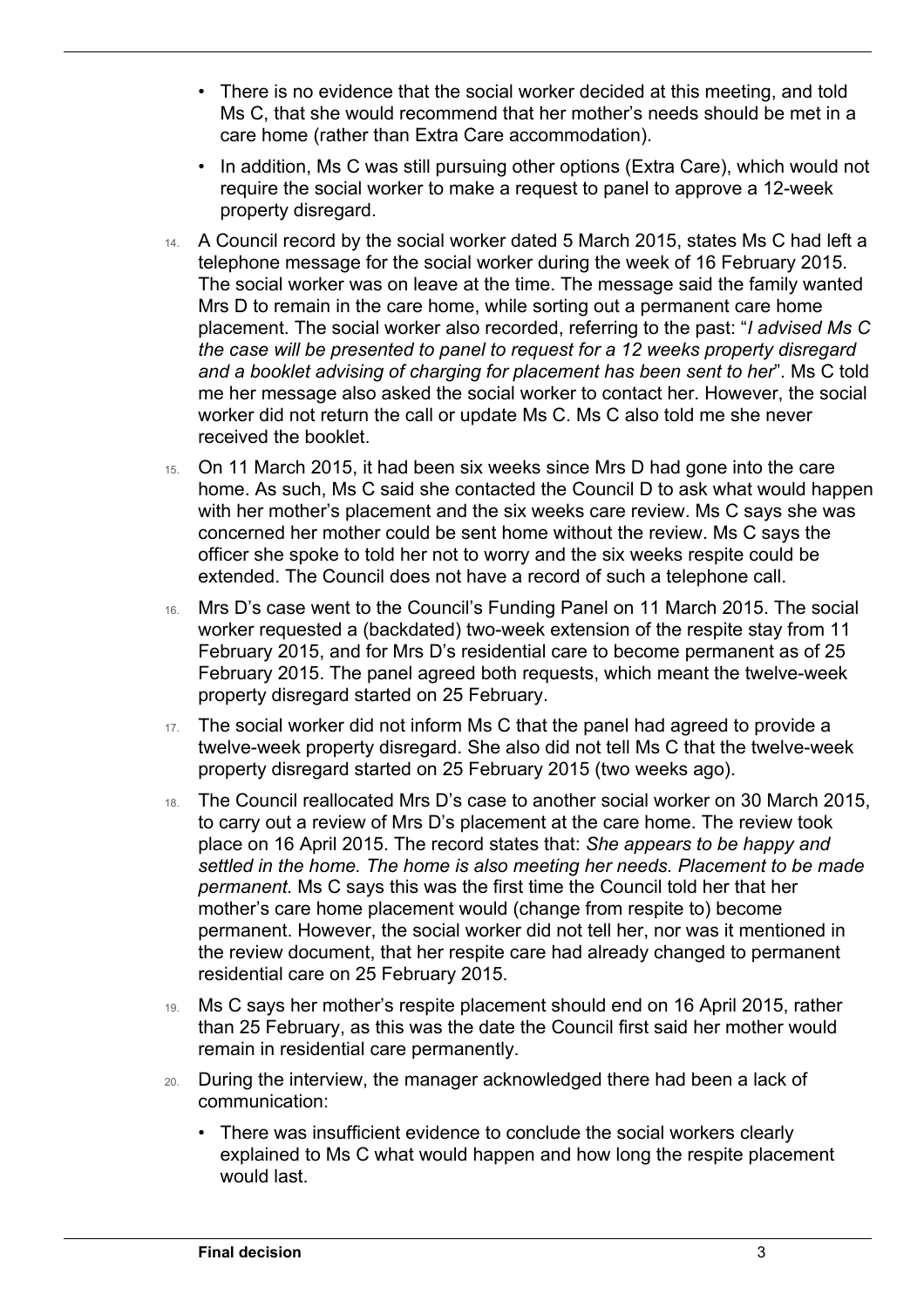- There is no evidence that the social worker decided at this meeting, and told Ms C, that she would recommend that her mother's needs should be met in a care home (rather than Extra Care accommodation).
- In addition, Ms C was still pursuing other options (Extra Care), which would not require the social worker to make a request to panel to approve a 12-week property disregard.

14. A Council record by the social worker dated 5 March 2015, states Ms C had left a telephone message for the social worker during the week of 16 February 2015. The social worker was on leave at the time. The message said the family wanted Mrs D to remain in the care home, while sorting out a permanent care home placement. The social worker also recorded, referring to the past: "*I advised Ms C the case will be presented to panel to request for a 12 weeks property disregard and a booklet advising of charging for placement has been sent to her*". Ms C told me her message also asked the social worker to contact her. However, the social worker did not return the call or update Ms C. Ms C also told me she never received the booklet.

15. On 11 March 2015, it had been six weeks since Mrs D had gone into the care home. As such, Ms C said she contacted the Council D to ask what would happen with her mother's placement and the six weeks care review. Ms C says she was concerned her mother could be sent home without the review. Ms C says the officer she spoke to told her not to worry and the six weeks respite could be extended. The Council does not have a record of such a telephone call.

16. Mrs D's case went to the Council's Funding Panel on 11 March 2015. The social worker requested a (backdated) two-week extension of the respite stay from 11 February 2015, and for Mrs D's residential care to become permanent as of 25 February 2015. The panel agreed both requests, which meant the twelve-week property disregard started on 25 February.

17. The social worker did not inform Ms C that the panel had agreed to provide a twelve-week property disregard. She also did not tell Ms C that the twelve-week property disregard started on 25 February 2015 (two weeks ago).

18. The Council reallocated Mrs D's case to another social worker on 30 March 2015, to carry out a review of Mrs D's placement at the care home. The review took place on 16 April 2015. The record states that: *She appears to be happy and settled in the home. The home is also meeting her needs. Placement to be made permanent.* Ms C says this was the first time the Council told her that her mother's care home placement would (change from respite to) become permanent. However, the social worker did not tell her, nor was it mentioned in the review document, that her respite care had already changed to permanent residential care on 25 February 2015.

19. Ms C says her mother's respite placement should end on 16 April 2015, rather than 25 February, as this was the date the Council first said her mother would remain in residential care permanently.

20. During the interview, the manager acknowledged there had been a lack of communication:

    - There was insufficient evidence to conclude the social workers clearly explained to Ms C what would happen and how long the respite placement would last.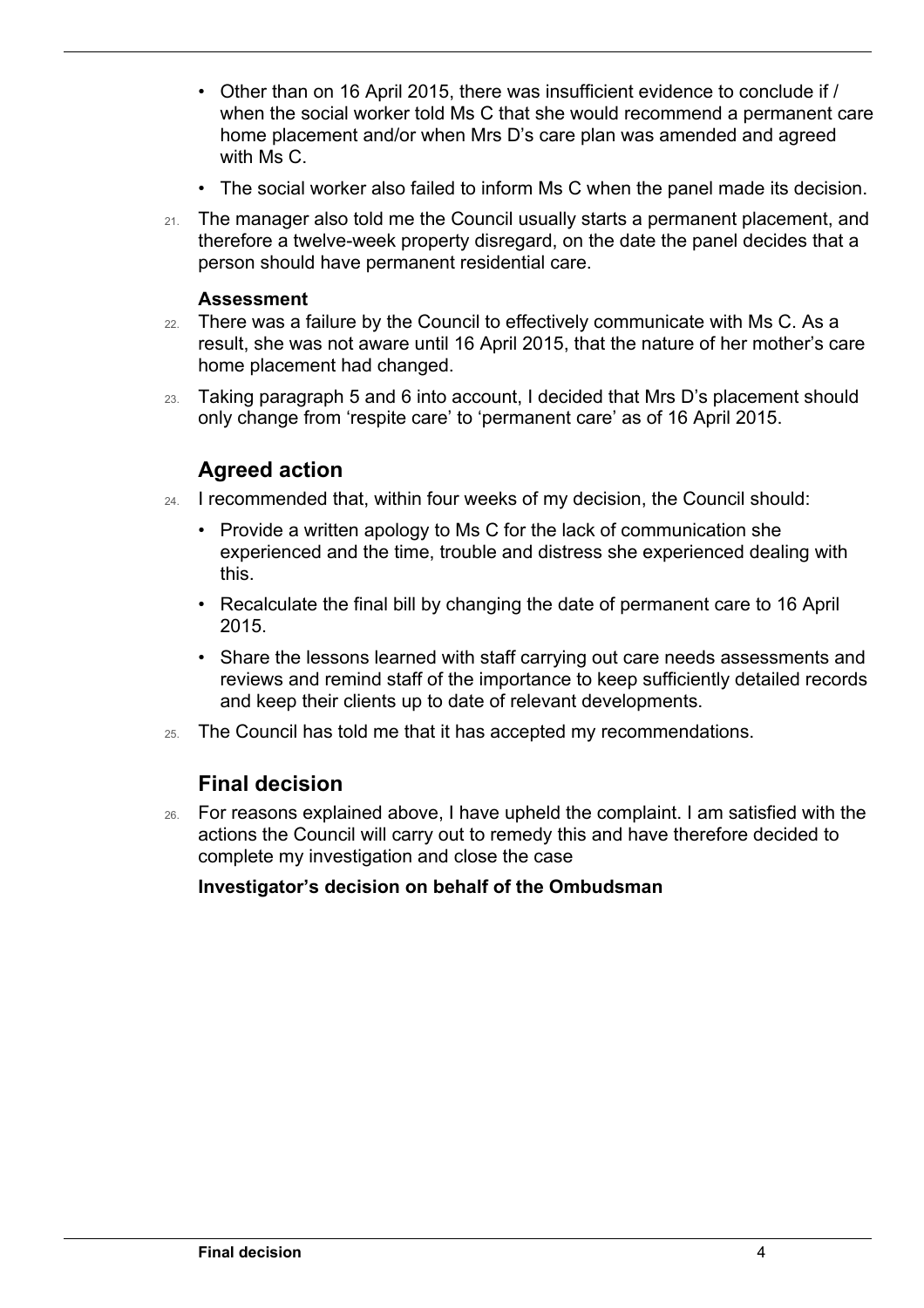- Other than on 16 April 2015, there was insufficient evidence to conclude if / when the social worker told Ms C that she would recommend a permanent care home placement and/or when Mrs D's care plan was amended and agreed with Ms C.
- The social worker also failed to inform Ms C when the panel made its decision.

21. The manager also told me the Council usually starts a permanent placement, and therefore a twelve-week property disregard, on the date the panel decides that a person should have permanent residential care.

**Assessment**

22. There was a failure by the Council to effectively communicate with Ms C. As a result, she was not aware until 16 April 2015, that the nature of her mother's care home placement had changed.

23. Taking paragraph 5 and 6 into account, I decided that Mrs D's placement should only change from 'respite care' to 'permanent care' as of 16 April 2015.

## Agreed action

24. I recommended that, within four weeks of my decision, the Council should:
    - Provide a written apology to Ms C for the lack of communication she experienced and the time, trouble and distress she experienced dealing with this.
    - Recalculate the final bill by changing the date of permanent care to 16 April 2015.
    - Share the lessons learned with staff carrying out care needs assessments and reviews and remind staff of the importance to keep sufficiently detailed records and keep their clients up to date of relevant developments.

25. The Council has told me that it has accepted my recommendations.

## Final decision

26. For reasons explained above, I have upheld the complaint. I am satisfied with the actions the Council will carry out to remedy this and have therefore decided to complete my investigation and close the case

**Investigator's decision on behalf of the Ombudsman**